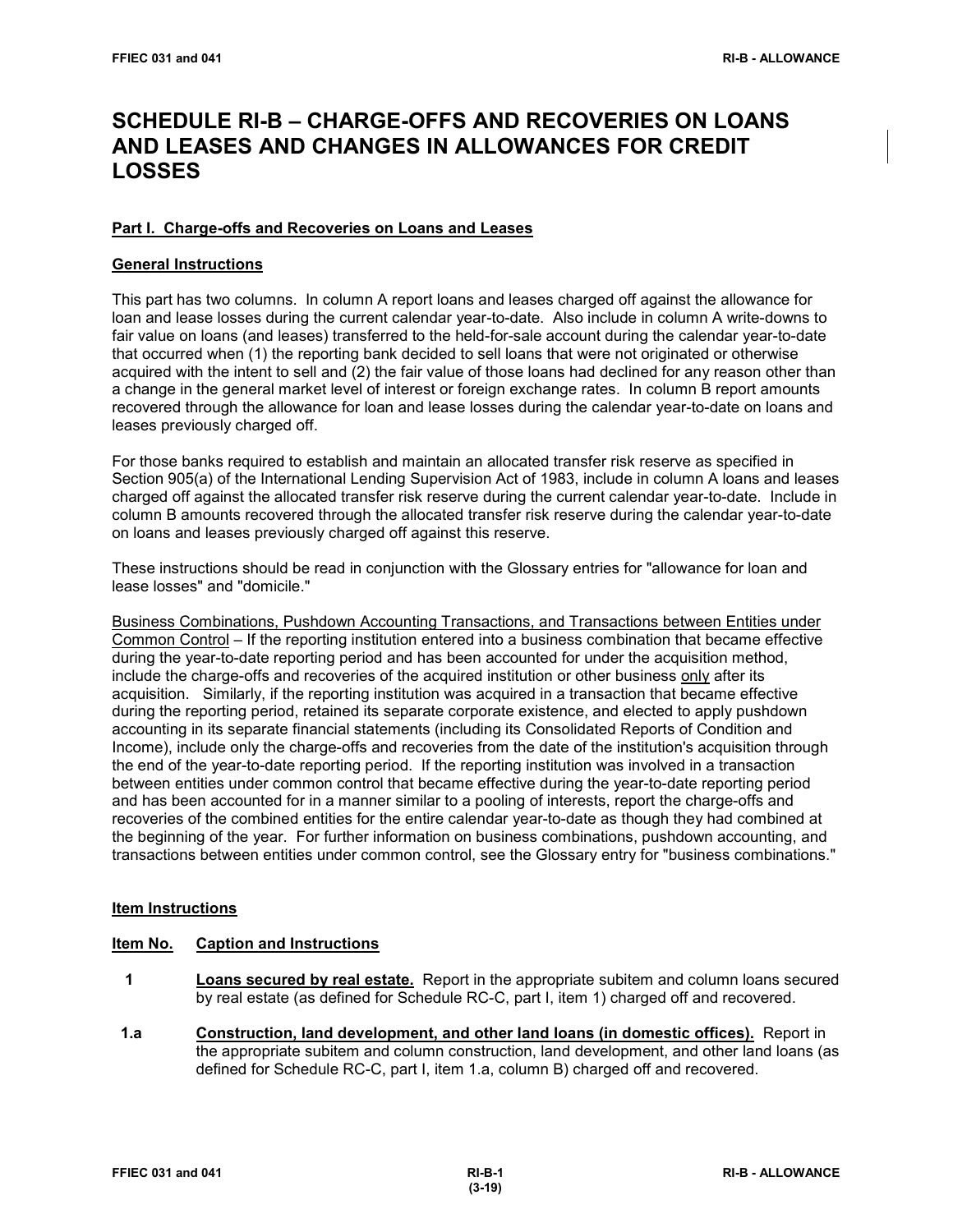# SCHEDULE RI-B – CHARGE-OFFS AND RECOVERIES ON LOANS AND LEASES AND CHANGES IN ALLOWANCES FOR CREDIT LOSSES

## Part I. Charge-offs and Recoveries on Loans and Leases

### General Instructions

This part has two columns. In column A report loans and leases charged off against the allowance for loan and lease losses during the current calendar year-to-date. Also include in column A write-downs to fair value on loans (and leases) transferred to the held-for-sale account during the calendar year-to-date that occurred when (1) the reporting bank decided to sell loans that were not originated or otherwise acquired with the intent to sell and (2) the fair value of those loans had declined for any reason other than a change in the general market level of interest or foreign exchange rates. In column B report amounts recovered through the allowance for loan and lease losses during the calendar year-to-date on loans and leases previously charged off.

For those banks required to establish and maintain an allocated transfer risk reserve as specified in Section 905(a) of the International Lending Supervision Act of 1983, include in column A loans and leases charged off against the allocated transfer risk reserve during the current calendar year-to-date. Include in column B amounts recovered through the allocated transfer risk reserve during the calendar year-to-date on loans and leases previously charged off against this reserve.

These instructions should be read in conjunction with the Glossary entries for "allowance for loan and lease losses" and "domicile."

Business Combinations, Pushdown Accounting Transactions, and Transactions between Entities under Common Control – If the reporting institution entered into a business combination that became effective during the year-to-date reporting period and has been accounted for under the acquisition method, include the charge-offs and recoveries of the acquired institution or other business only after its acquisition. Similarly, if the reporting institution was acquired in a transaction that became effective during the reporting period, retained its separate corporate existence, and elected to apply pushdown accounting in its separate financial statements (including its Consolidated Reports of Condition and Income), include only the charge-offs and recoveries from the date of the institution's acquisition through the end of the year-to-date reporting period. If the reporting institution was involved in a transaction between entities under common control that became effective during the year-to-date reporting period and has been accounted for in a manner similar to a pooling of interests, report the charge-offs and recoveries of the combined entities for the entire calendar year-to-date as though they had combined at the beginning of the year. For further information on business combinations, pushdown accounting, and transactions between entities under common control, see the Glossary entry for "business combinations."

### Item Instructions

| Item No. | Caption and Instructions |
|---|---|
| 1 | **Loans secured by real estate.** Report in the appropriate subitem and column loans secured by real estate (as defined for Schedule RC-C, part I, item 1) charged off and recovered. |
| 1.a | **Construction, land development, and other land loans (in domestic offices).** Report in the appropriate subitem and column construction, land development, and other land loans (as defined for Schedule RC-C, part I, item 1.a, column B) charged off and recovered. |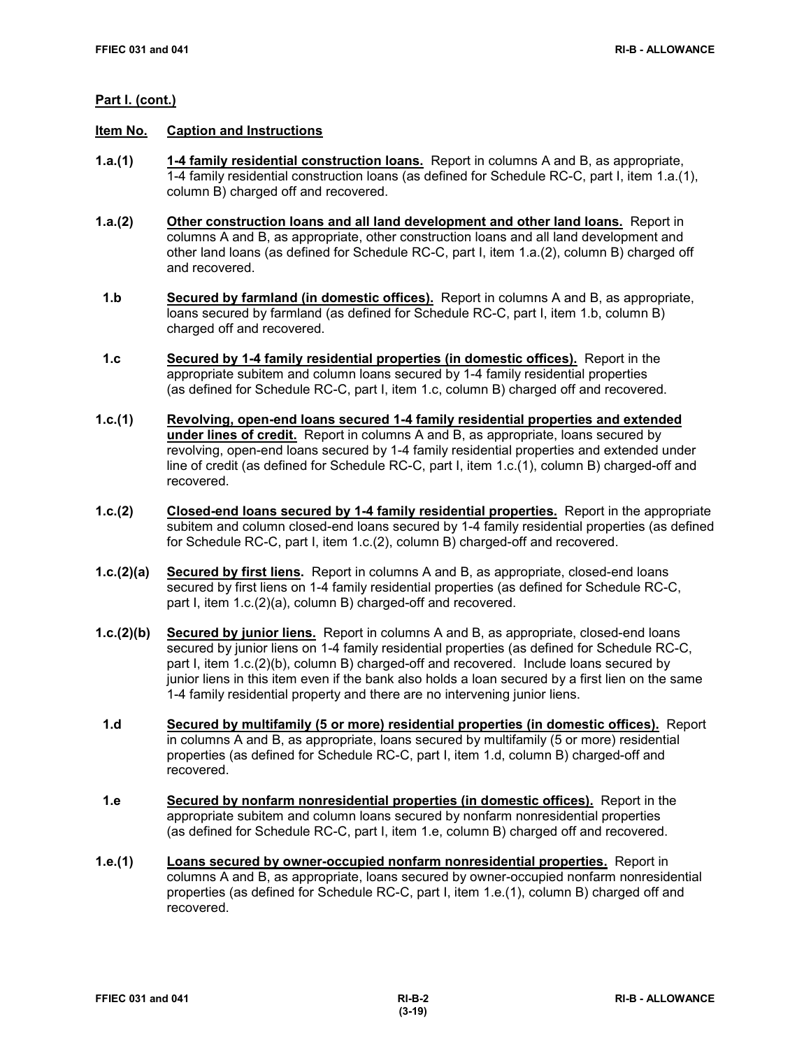**Part I. (cont.)**

**Item No. Caption and Instructions**

**1.a.(1)** **1-4 family residential construction loans.** Report in columns A and B, as appropriate, 1-4 family residential construction loans (as defined for Schedule RC-C, part I, item 1.a.(1), column B) charged off and recovered.

**1.a.(2)** **Other construction loans and all land development and other land loans.** Report in columns A and B, as appropriate, other construction loans and all land development and other land loans (as defined for Schedule RC-C, part I, item 1.a.(2), column B) charged off and recovered.

**1.b** **Secured by farmland (in domestic offices).** Report in columns A and B, as appropriate, loans secured by farmland (as defined for Schedule RC-C, part I, item 1.b, column B) charged off and recovered.

**1.c** **Secured by 1-4 family residential properties (in domestic offices).** Report in the appropriate subitem and column loans secured by 1-4 family residential properties (as defined for Schedule RC-C, part I, item 1.c, column B) charged off and recovered.

**1.c.(1)** **Revolving, open-end loans secured 1-4 family residential properties and extended under lines of credit.** Report in columns A and B, as appropriate, loans secured by revolving, open-end loans secured by 1-4 family residential properties and extended under line of credit (as defined for Schedule RC-C, part I, item 1.c.(1), column B) charged-off and recovered.

**1.c.(2)** **Closed-end loans secured by 1-4 family residential properties.** Report in the appropriate subitem and column closed-end loans secured by 1-4 family residential properties (as defined for Schedule RC-C, part I, item 1.c.(2), column B) charged-off and recovered.

**1.c.(2)(a)** **Secured by first liens.** Report in columns A and B, as appropriate, closed-end loans secured by first liens on 1-4 family residential properties (as defined for Schedule RC-C, part I, item 1.c.(2)(a), column B) charged-off and recovered.

**1.c.(2)(b)** **Secured by junior liens.** Report in columns A and B, as appropriate, closed-end loans secured by junior liens on 1-4 family residential properties (as defined for Schedule RC-C, part I, item 1.c.(2)(b), column B) charged-off and recovered. Include loans secured by junior liens in this item even if the bank also holds a loan secured by a first lien on the same 1-4 family residential property and there are no intervening junior liens.

**1.d** **Secured by multifamily (5 or more) residential properties (in domestic offices).** Report in columns A and B, as appropriate, loans secured by multifamily (5 or more) residential properties (as defined for Schedule RC-C, part I, item 1.d, column B) charged-off and recovered.

**1.e** **Secured by nonfarm nonresidential properties (in domestic offices).** Report in the appropriate subitem and column loans secured by nonfarm nonresidential properties (as defined for Schedule RC-C, part I, item 1.e, column B) charged off and recovered.

**1.e.(1)** **Loans secured by owner-occupied nonfarm nonresidential properties.** Report in columns A and B, as appropriate, loans secured by owner-occupied nonfarm nonresidential properties (as defined for Schedule RC-C, part I, item 1.e.(1), column B) charged off and recovered.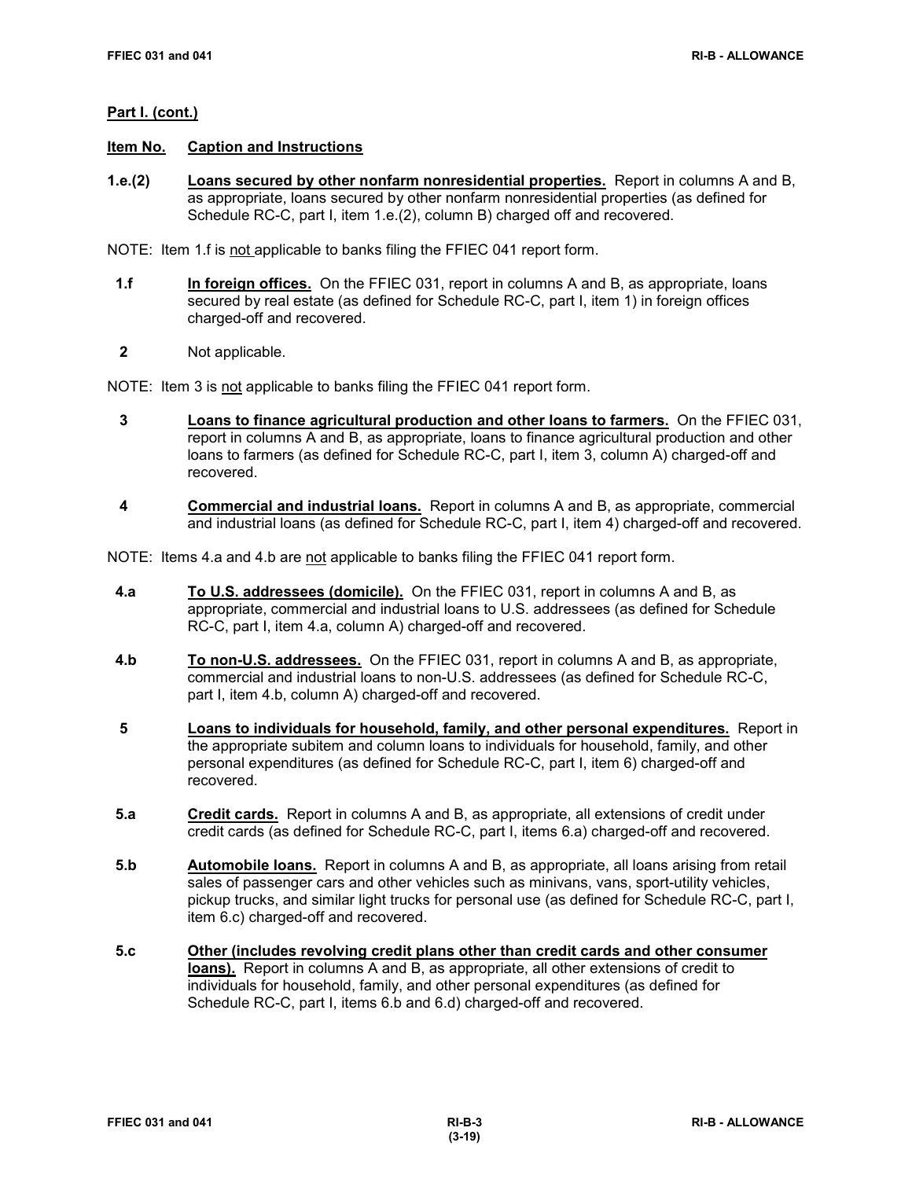**Part I. (cont.)**

**Item No. Caption and Instructions**

**1.e.(2)** **Loans secured by other nonfarm nonresidential properties.** Report in columns A and B, as appropriate, loans secured by other nonfarm nonresidential properties (as defined for Schedule RC-C, part I, item 1.e.(2), column B) charged off and recovered.

NOTE: Item 1.f is not applicable to banks filing the FFIEC 041 report form.

**1.f** **In foreign offices.** On the FFIEC 031, report in columns A and B, as appropriate, loans secured by real estate (as defined for Schedule RC-C, part I, item 1) in foreign offices charged-off and recovered.

**2** Not applicable.

NOTE: Item 3 is not applicable to banks filing the FFIEC 041 report form.

**3** **Loans to finance agricultural production and other loans to farmers.** On the FFIEC 031, report in columns A and B, as appropriate, loans to finance agricultural production and other loans to farmers (as defined for Schedule RC-C, part I, item 3, column A) charged-off and recovered.

**4** **Commercial and industrial loans.** Report in columns A and B, as appropriate, commercial and industrial loans (as defined for Schedule RC-C, part I, item 4) charged-off and recovered.

NOTE: Items 4.a and 4.b are not applicable to banks filing the FFIEC 041 report form.

**4.a** **To U.S. addressees (domicile).** On the FFIEC 031, report in columns A and B, as appropriate, commercial and industrial loans to U.S. addressees (as defined for Schedule RC-C, part I, item 4.a, column A) charged-off and recovered.

**4.b** **To non-U.S. addressees.** On the FFIEC 031, report in columns A and B, as appropriate, commercial and industrial loans to non-U.S. addressees (as defined for Schedule RC-C, part I, item 4.b, column A) charged-off and recovered.

**5** **Loans to individuals for household, family, and other personal expenditures.** Report in the appropriate subitem and column loans to individuals for household, family, and other personal expenditures (as defined for Schedule RC-C, part I, item 6) charged-off and recovered.

**5.a** **Credit cards.** Report in columns A and B, as appropriate, all extensions of credit under credit cards (as defined for Schedule RC-C, part I, items 6.a) charged-off and recovered.

**5.b** **Automobile loans.** Report in columns A and B, as appropriate, all loans arising from retail sales of passenger cars and other vehicles such as minivans, vans, sport-utility vehicles, pickup trucks, and similar light trucks for personal use (as defined for Schedule RC-C, part I, item 6.c) charged-off and recovered.

**5.c** **Other (includes revolving credit plans other than credit cards and other consumer loans).** Report in columns A and B, as appropriate, all other extensions of credit to individuals for household, family, and other personal expenditures (as defined for Schedule RC-C, part I, items 6.b and 6.d) charged-off and recovered.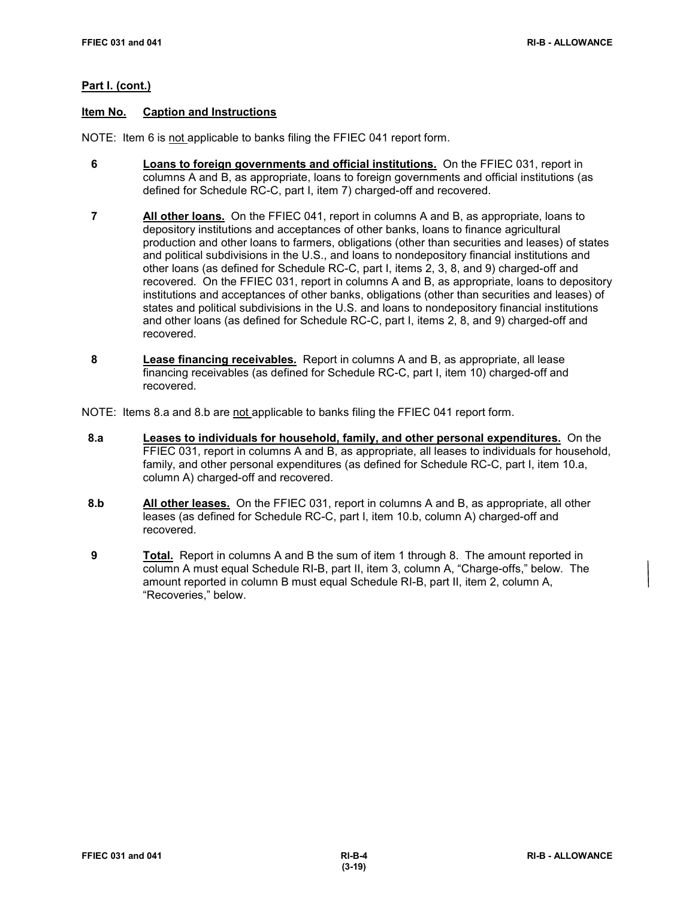**Part I. (cont.)**

**Item No. Caption and Instructions**

NOTE: Item 6 is not applicable to banks filing the FFIEC 041 report form.

**6** **Loans to foreign governments and official institutions.** On the FFIEC 031, report in columns A and B, as appropriate, loans to foreign governments and official institutions (as defined for Schedule RC-C, part I, item 7) charged-off and recovered.

**7** **All other loans.** On the FFIEC 041, report in columns A and B, as appropriate, loans to depository institutions and acceptances of other banks, loans to finance agricultural production and other loans to farmers, obligations (other than securities and leases) of states and political subdivisions in the U.S., and loans to nondepository financial institutions and other loans (as defined for Schedule RC-C, part I, items 2, 3, 8, and 9) charged-off and recovered. On the FFIEC 031, report in columns A and B, as appropriate, loans to depository institutions and acceptances of other banks, obligations (other than securities and leases) of states and political subdivisions in the U.S. and loans to nondepository financial institutions and other loans (as defined for Schedule RC-C, part I, items 2, 8, and 9) charged-off and recovered.

**8** **Lease financing receivables.** Report in columns A and B, as appropriate, all lease financing receivables (as defined for Schedule RC-C, part I, item 10) charged-off and recovered.

NOTE: Items 8.a and 8.b are not applicable to banks filing the FFIEC 041 report form.

**8.a** **Leases to individuals for household, family, and other personal expenditures.** On the FFIEC 031, report in columns A and B, as appropriate, all leases to individuals for household, family, and other personal expenditures (as defined for Schedule RC-C, part I, item 10.a, column A) charged-off and recovered.

**8.b** **All other leases.** On the FFIEC 031, report in columns A and B, as appropriate, all other leases (as defined for Schedule RC-C, part I, item 10.b, column A) charged-off and recovered.

**9** **Total.** Report in columns A and B the sum of item 1 through 8. The amount reported in column A must equal Schedule RI-B, part II, item 3, column A, "Charge-offs," below. The amount reported in column B must equal Schedule RI-B, part II, item 2, column A, "Recoveries," below.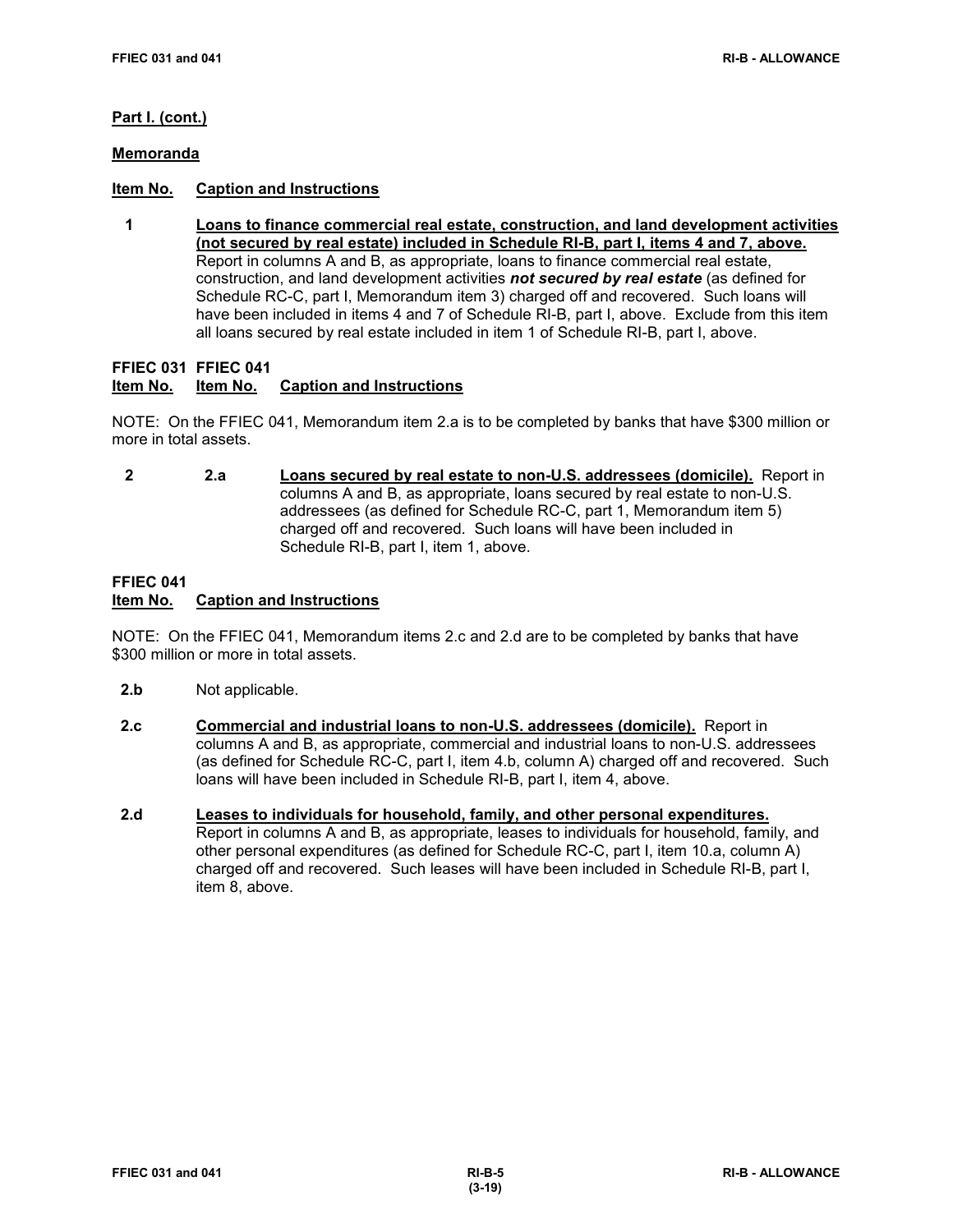**Part I. (cont.)**

**Memoranda**

**Item No.** **Caption and Instructions**

**1** **Loans to finance commercial real estate, construction, and land development activities (not secured by real estate) included in Schedule RI-B, part I, items 4 and 7, above.** Report in columns A and B, as appropriate, loans to finance commercial real estate, construction, and land development activities ***not secured by real estate*** (as defined for Schedule RC-C, part I, Memorandum item 3) charged off and recovered. Such loans will have been included in items 4 and 7 of Schedule RI-B, part I, above. Exclude from this item all loans secured by real estate included in item 1 of Schedule RI-B, part I, above.

**FFIEC 031** **FFIEC 041**
**Item No.** **Item No.** **Caption and Instructions**

NOTE: On the FFIEC 041, Memorandum item 2.a is to be completed by banks that have $300 million or more in total assets.

**2** **2.a** **Loans secured by real estate to non-U.S. addressees (domicile).** Report in columns A and B, as appropriate, loans secured by real estate to non-U.S. addressees (as defined for Schedule RC-C, part 1, Memorandum item 5) charged off and recovered. Such loans will have been included in Schedule RI-B, part I, item 1, above.

**FFIEC 041**
**Item No.** **Caption and Instructions**

NOTE: On the FFIEC 041, Memorandum items 2.c and 2.d are to be completed by banks that have $300 million or more in total assets.

**2.b** Not applicable.

**2.c** **Commercial and industrial loans to non-U.S. addressees (domicile).** Report in columns A and B, as appropriate, commercial and industrial loans to non-U.S. addressees (as defined for Schedule RC-C, part I, item 4.b, column A) charged off and recovered. Such loans will have been included in Schedule RI-B, part I, item 4, above.

**2.d** **Leases to individuals for household, family, and other personal expenditures.** Report in columns A and B, as appropriate, leases to individuals for household, family, and other personal expenditures (as defined for Schedule RC-C, part I, item 10.a, column A) charged off and recovered. Such leases will have been included in Schedule RI-B, part I, item 8, above.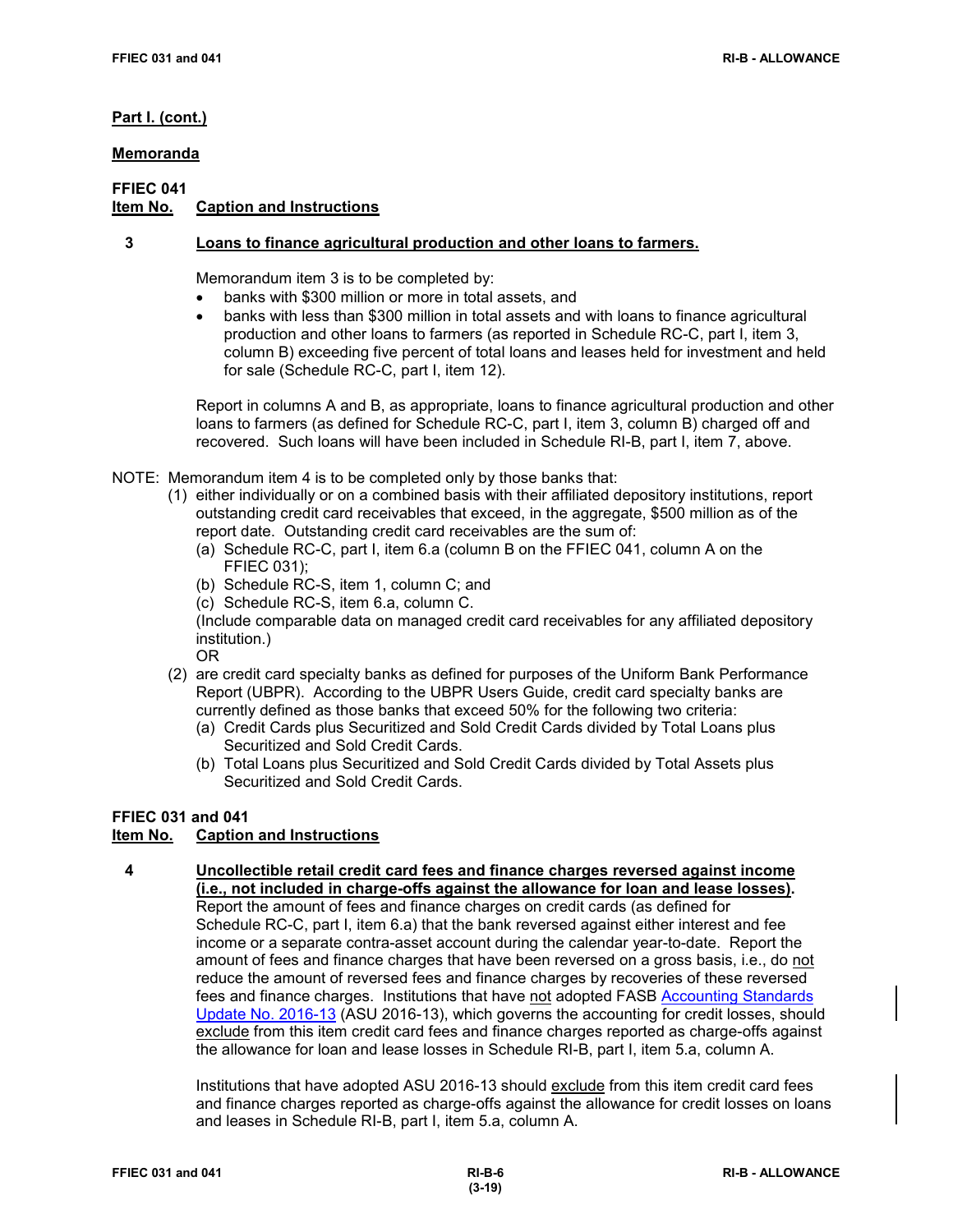**Part I. (cont.)**

**Memoranda**

**FFIEC 041**

**Item No.** **Caption and Instructions**

**3** **Loans to finance agricultural production and other loans to farmers.**

Memorandum item 3 is to be completed by:

- banks with $300 million or more in total assets, and
- banks with less than $300 million in total assets and with loans to finance agricultural production and other loans to farmers (as reported in Schedule RC-C, part I, item 3, column B) exceeding five percent of total loans and leases held for investment and held for sale (Schedule RC-C, part I, item 12).

Report in columns A and B, as appropriate, loans to finance agricultural production and other loans to farmers (as defined for Schedule RC-C, part I, item 3, column B) charged off and recovered. Such loans will have been included in Schedule RI-B, part I, item 7, above.

NOTE: Memorandum item 4 is to be completed only by those banks that:

(1) either individually or on a combined basis with their affiliated depository institutions, report outstanding credit card receivables that exceed, in the aggregate, $500 million as of the report date. Outstanding credit card receivables are the sum of:
   (a) Schedule RC-C, part I, item 6.a (column B on the FFIEC 041, column A on the FFIEC 031);
   (b) Schedule RC-S, item 1, column C; and
   (c) Schedule RC-S, item 6.a, column C.
   (Include comparable data on managed credit card receivables for any affiliated depository institution.)
   OR
(2) are credit card specialty banks as defined for purposes of the Uniform Bank Performance Report (UBPR). According to the UBPR Users Guide, credit card specialty banks are currently defined as those banks that exceed 50% for the following two criteria:
   (a) Credit Cards plus Securitized and Sold Credit Cards divided by Total Loans plus Securitized and Sold Credit Cards.
   (b) Total Loans plus Securitized and Sold Credit Cards divided by Total Assets plus Securitized and Sold Credit Cards.

**FFIEC 031 and 041**

**Item No.** **Caption and Instructions**

**4** **Uncollectible retail credit card fees and finance charges reversed against income (i.e., not included in charge-offs against the allowance for loan and lease losses).** Report the amount of fees and finance charges on credit cards (as defined for Schedule RC-C, part I, item 6.a) that the bank reversed against either interest and fee income or a separate contra-asset account during the calendar year-to-date. Report the amount of fees and finance charges that have been reversed on a gross basis, i.e., do not reduce the amount of reversed fees and finance charges by recoveries of these reversed fees and finance charges. Institutions that have not adopted FASB Accounting Standards Update No. 2016-13 (ASU 2016-13), which governs the accounting for credit losses, should exclude from this item credit card fees and finance charges reported as charge-offs against the allowance for loan and lease losses in Schedule RI-B, part I, item 5.a, column A.

Institutions that have adopted ASU 2016-13 should exclude from this item credit card fees and finance charges reported as charge-offs against the allowance for credit losses on loans and leases in Schedule RI-B, part I, item 5.a, column A.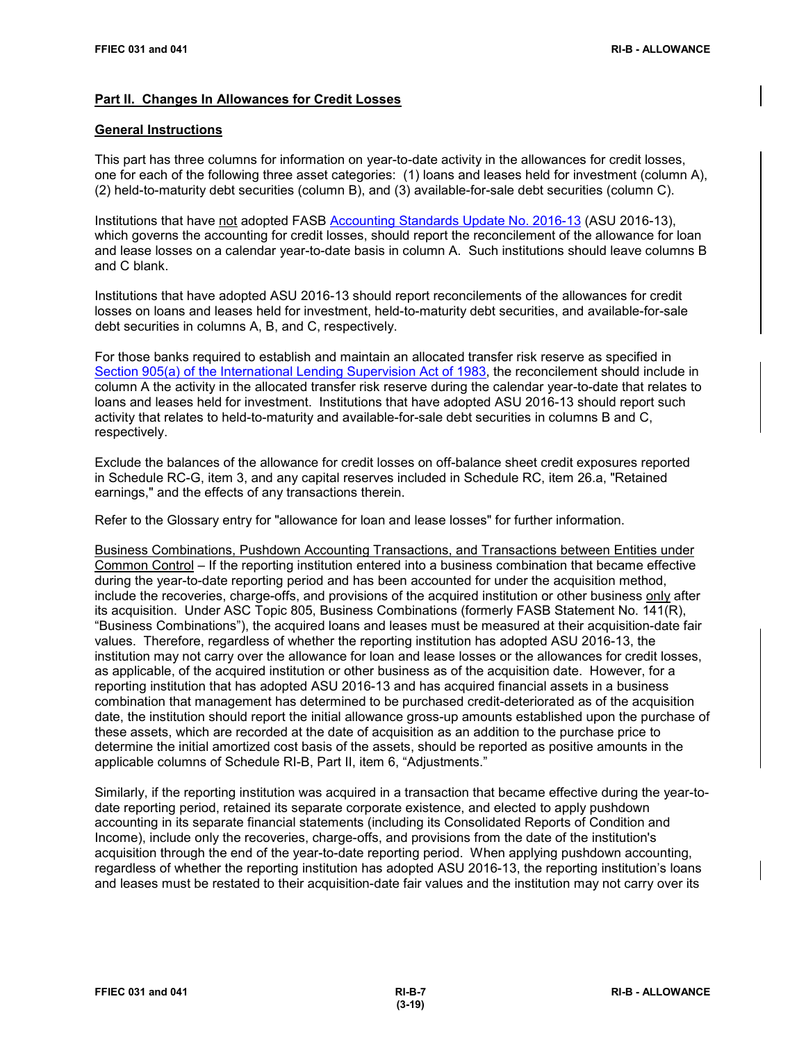## Part II. Changes In Allowances for Credit Losses

### General Instructions

This part has three columns for information on year-to-date activity in the allowances for credit losses, one for each of the following three asset categories: (1) loans and leases held for investment (column A), (2) held-to-maturity debt securities (column B), and (3) available-for-sale debt securities (column C).

Institutions that have not adopted FASB Accounting Standards Update No. 2016-13 (ASU 2016-13), which governs the accounting for credit losses, should report the reconcilement of the allowance for loan and lease losses on a calendar year-to-date basis in column A. Such institutions should leave columns B and C blank.

Institutions that have adopted ASU 2016-13 should report reconcilements of the allowances for credit losses on loans and leases held for investment, held-to-maturity debt securities, and available-for-sale debt securities in columns A, B, and C, respectively.

For those banks required to establish and maintain an allocated transfer risk reserve as specified in Section 905(a) of the International Lending Supervision Act of 1983, the reconcilement should include in column A the activity in the allocated transfer risk reserve during the calendar year-to-date that relates to loans and leases held for investment. Institutions that have adopted ASU 2016-13 should report such activity that relates to held-to-maturity and available-for-sale debt securities in columns B and C, respectively.

Exclude the balances of the allowance for credit losses on off-balance sheet credit exposures reported in Schedule RC-G, item 3, and any capital reserves included in Schedule RC, item 26.a, "Retained earnings," and the effects of any transactions therein.

Refer to the Glossary entry for "allowance for loan and lease losses" for further information.

Business Combinations, Pushdown Accounting Transactions, and Transactions between Entities under Common Control – If the reporting institution entered into a business combination that became effective during the year-to-date reporting period and has been accounted for under the acquisition method, include the recoveries, charge-offs, and provisions of the acquired institution or other business only after its acquisition. Under ASC Topic 805, Business Combinations (formerly FASB Statement No. 141(R), "Business Combinations"), the acquired loans and leases must be measured at their acquisition-date fair values. Therefore, regardless of whether the reporting institution has adopted ASU 2016-13, the institution may not carry over the allowance for loan and lease losses or the allowances for credit losses, as applicable, of the acquired institution or other business as of the acquisition date. However, for a reporting institution that has adopted ASU 2016-13 and has acquired financial assets in a business combination that management has determined to be purchased credit-deteriorated as of the acquisition date, the institution should report the initial allowance gross-up amounts established upon the purchase of these assets, which are recorded at the date of acquisition as an addition to the purchase price to determine the initial amortized cost basis of the assets, should be reported as positive amounts in the applicable columns of Schedule RI-B, Part II, item 6, "Adjustments."

Similarly, if the reporting institution was acquired in a transaction that became effective during the year-to-date reporting period, retained its separate corporate existence, and elected to apply pushdown accounting in its separate financial statements (including its Consolidated Reports of Condition and Income), include only the recoveries, charge-offs, and provisions from the date of the institution's acquisition through the end of the year-to-date reporting period. When applying pushdown accounting, regardless of whether the reporting institution has adopted ASU 2016-13, the reporting institution's loans and leases must be restated to their acquisition-date fair values and the institution may not carry over its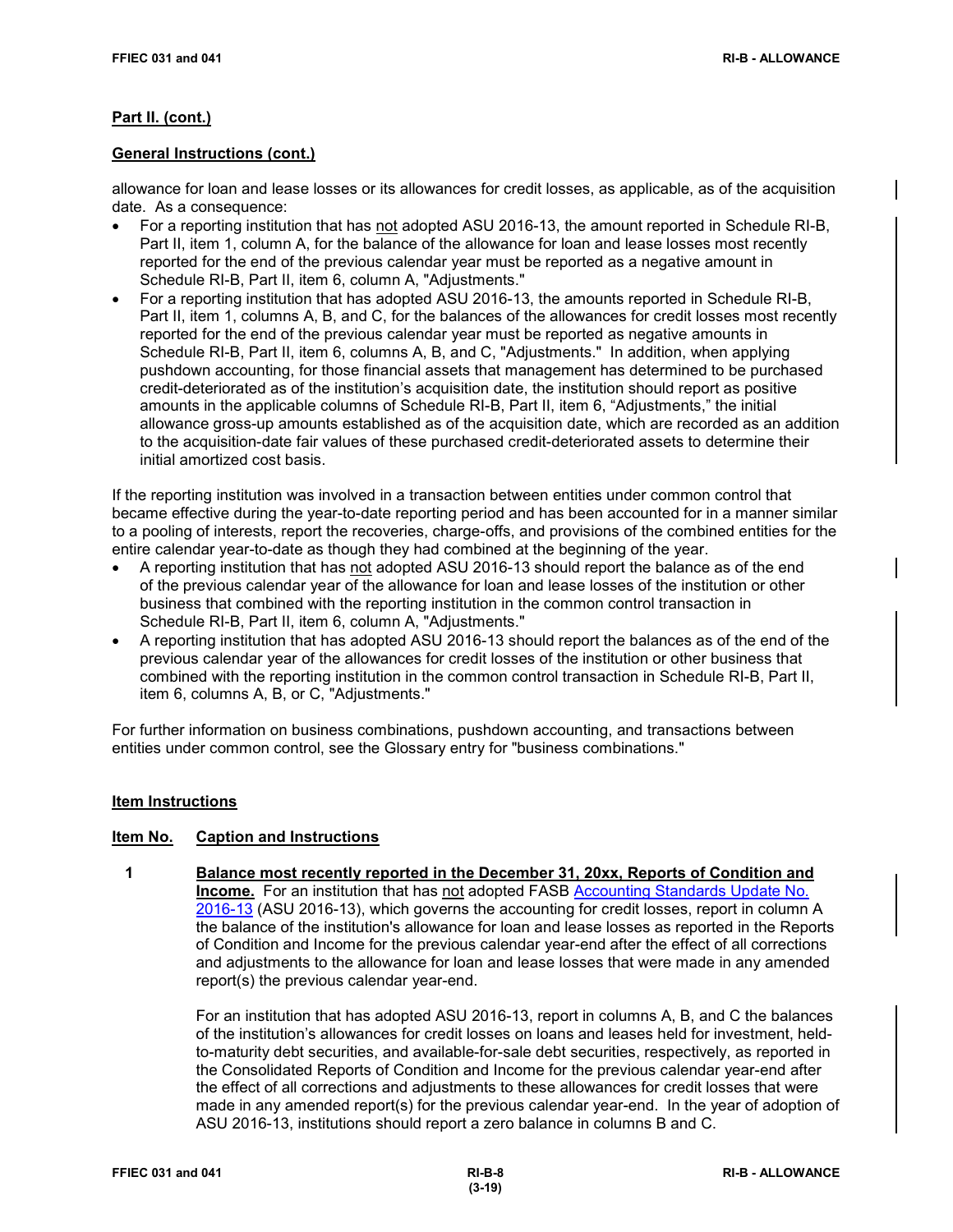**Part II. (cont.)**

**General Instructions (cont.)**

allowance for loan and lease losses or its allowances for credit losses, as applicable, as of the acquisition date. As a consequence:

- For a reporting institution that has not adopted ASU 2016-13, the amount reported in Schedule RI-B, Part II, item 1, column A, for the balance of the allowance for loan and lease losses most recently reported for the end of the previous calendar year must be reported as a negative amount in Schedule RI-B, Part II, item 6, column A, "Adjustments."
- For a reporting institution that has adopted ASU 2016-13, the amounts reported in Schedule RI-B, Part II, item 1, columns A, B, and C, for the balances of the allowances for credit losses most recently reported for the end of the previous calendar year must be reported as negative amounts in Schedule RI-B, Part II, item 6, columns A, B, and C, "Adjustments." In addition, when applying pushdown accounting, for those financial assets that management has determined to be purchased credit-deteriorated as of the institution's acquisition date, the institution should report as positive amounts in the applicable columns of Schedule RI-B, Part II, item 6, "Adjustments," the initial allowance gross-up amounts established as of the acquisition date, which are recorded as an addition to the acquisition-date fair values of these purchased credit-deteriorated assets to determine their initial amortized cost basis.

If the reporting institution was involved in a transaction between entities under common control that became effective during the year-to-date reporting period and has been accounted for in a manner similar to a pooling of interests, report the recoveries, charge-offs, and provisions of the combined entities for the entire calendar year-to-date as though they had combined at the beginning of the year.

- A reporting institution that has not adopted ASU 2016-13 should report the balance as of the end of the previous calendar year of the allowance for loan and lease losses of the institution or other business that combined with the reporting institution in the common control transaction in Schedule RI-B, Part II, item 6, column A, "Adjustments."
- A reporting institution that has adopted ASU 2016-13 should report the balances as of the end of the previous calendar year of the allowances for credit losses of the institution or other business that combined with the reporting institution in the common control transaction in Schedule RI-B, Part II, item 6, columns A, B, or C, "Adjustments."

For further information on business combinations, pushdown accounting, and transactions between entities under common control, see the Glossary entry for "business combinations."

**Item Instructions**

**Item No. Caption and Instructions**

**1 Balance most recently reported in the December 31, 20xx, Reports of Condition and Income.** For an institution that has not adopted FASB Accounting Standards Update No. 2016-13 (ASU 2016-13), which governs the accounting for credit losses, report in column A the balance of the institution's allowance for loan and lease losses as reported in the Reports of Condition and Income for the previous calendar year-end after the effect of all corrections and adjustments to the allowance for loan and lease losses that were made in any amended report(s) the previous calendar year-end.

For an institution that has adopted ASU 2016-13, report in columns A, B, and C the balances of the institution's allowances for credit losses on loans and leases held for investment, held-to-maturity debt securities, and available-for-sale debt securities, respectively, as reported in the Consolidated Reports of Condition and Income for the previous calendar year-end after the effect of all corrections and adjustments to these allowances for credit losses that were made in any amended report(s) for the previous calendar year-end. In the year of adoption of ASU 2016-13, institutions should report a zero balance in columns B and C.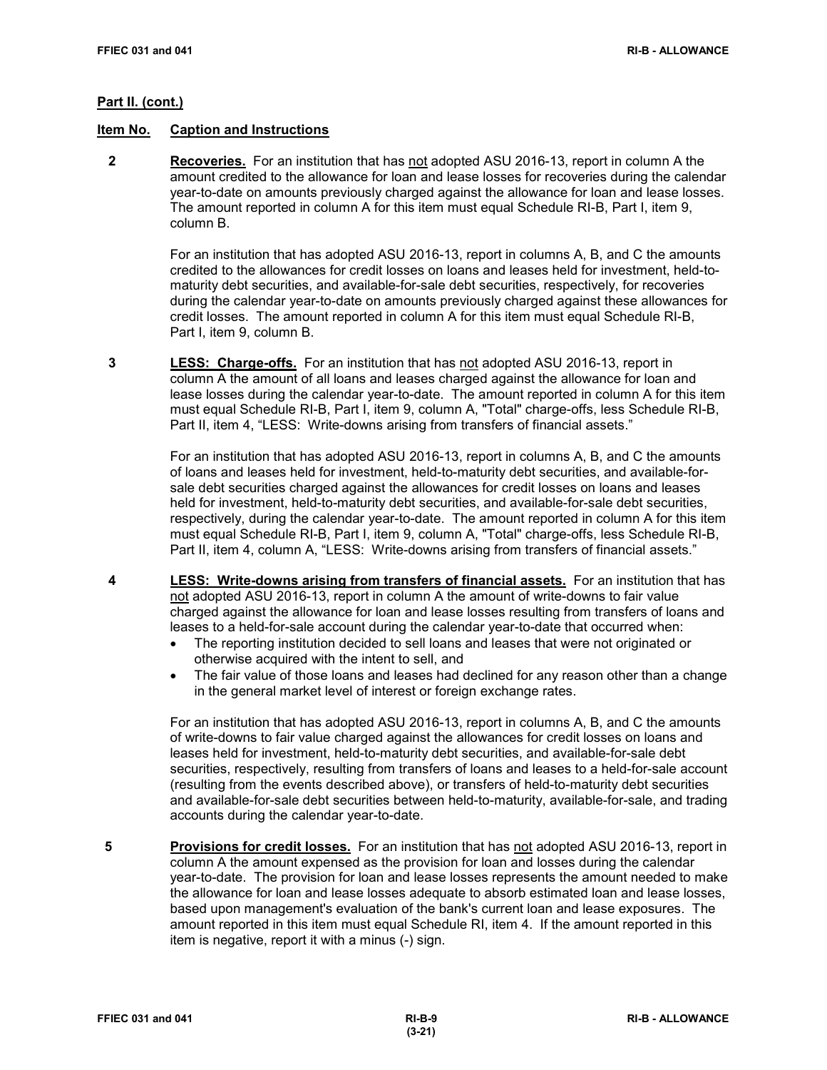**Part II. (cont.)**

**Item No. Caption and Instructions**

**2 Recoveries.** For an institution that has not adopted ASU 2016-13, report in column A the amount credited to the allowance for loan and lease losses for recoveries during the calendar year-to-date on amounts previously charged against the allowance for loan and lease losses. The amount reported in column A for this item must equal Schedule RI-B, Part I, item 9, column B.

For an institution that has adopted ASU 2016-13, report in columns A, B, and C the amounts credited to the allowances for credit losses on loans and leases held for investment, held-to-maturity debt securities, and available-for-sale debt securities, respectively, for recoveries during the calendar year-to-date on amounts previously charged against these allowances for credit losses. The amount reported in column A for this item must equal Schedule RI-B, Part I, item 9, column B.

**3 LESS: Charge-offs.** For an institution that has not adopted ASU 2016-13, report in column A the amount of all loans and leases charged against the allowance for loan and lease losses during the calendar year-to-date. The amount reported in column A for this item must equal Schedule RI-B, Part I, item 9, column A, "Total" charge-offs, less Schedule RI-B, Part II, item 4, "LESS: Write-downs arising from transfers of financial assets."

For an institution that has adopted ASU 2016-13, report in columns A, B, and C the amounts of loans and leases held for investment, held-to-maturity debt securities, and available-for-sale debt securities charged against the allowances for credit losses on loans and leases held for investment, held-to-maturity debt securities, and available-for-sale debt securities, respectively, during the calendar year-to-date. The amount reported in column A for this item must equal Schedule RI-B, Part I, item 9, column A, "Total" charge-offs, less Schedule RI-B, Part II, item 4, column A, "LESS: Write-downs arising from transfers of financial assets."

**4 LESS: Write-downs arising from transfers of financial assets.** For an institution that has not adopted ASU 2016-13, report in column A the amount of write-downs to fair value charged against the allowance for loan and lease losses resulting from transfers of loans and leases to a held-for-sale account during the calendar year-to-date that occurred when:

- The reporting institution decided to sell loans and leases that were not originated or otherwise acquired with the intent to sell, and
- The fair value of those loans and leases had declined for any reason other than a change in the general market level of interest or foreign exchange rates.

For an institution that has adopted ASU 2016-13, report in columns A, B, and C the amounts of write-downs to fair value charged against the allowances for credit losses on loans and leases held for investment, held-to-maturity debt securities, and available-for-sale debt securities, respectively, resulting from transfers of loans and leases to a held-for-sale account (resulting from the events described above), or transfers of held-to-maturity debt securities and available-for-sale debt securities between held-to-maturity, available-for-sale, and trading accounts during the calendar year-to-date.

**5 Provisions for credit losses.** For an institution that has not adopted ASU 2016-13, report in column A the amount expensed as the provision for loan and losses during the calendar year-to-date. The provision for loan and lease losses represents the amount needed to make the allowance for loan and lease losses adequate to absorb estimated loan and lease losses, based upon management's evaluation of the bank's current loan and lease exposures. The amount reported in this item must equal Schedule RI, item 4. If the amount reported in this item is negative, report it with a minus (-) sign.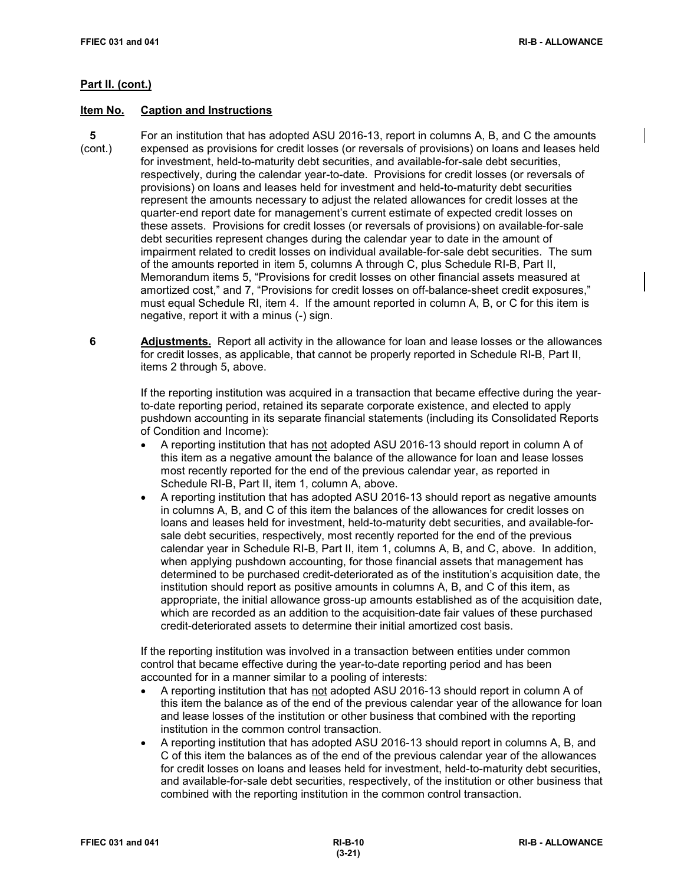**Part II. (cont.)**

**Item No. Caption and Instructions**

**5** (cont.) For an institution that has adopted ASU 2016-13, report in columns A, B, and C the amounts expensed as provisions for credit losses (or reversals of provisions) on loans and leases held for investment, held-to-maturity debt securities, and available-for-sale debt securities, respectively, during the calendar year-to-date. Provisions for credit losses (or reversals of provisions) on loans and leases held for investment and held-to-maturity debt securities represent the amounts necessary to adjust the related allowances for credit losses at the quarter-end report date for management's current estimate of expected credit losses on these assets. Provisions for credit losses (or reversals of provisions) on available-for-sale debt securities represent changes during the calendar year to date in the amount of impairment related to credit losses on individual available-for-sale debt securities. The sum of the amounts reported in item 5, columns A through C, plus Schedule RI-B, Part II, Memorandum items 5, "Provisions for credit losses on other financial assets measured at amortized cost," and 7, "Provisions for credit losses on off-balance-sheet credit exposures," must equal Schedule RI, item 4. If the amount reported in column A, B, or C for this item is negative, report it with a minus (-) sign.

**6** **Adjustments.** Report all activity in the allowance for loan and lease losses or the allowances for credit losses, as applicable, that cannot be properly reported in Schedule RI-B, Part II, items 2 through 5, above.

If the reporting institution was acquired in a transaction that became effective during the year-to-date reporting period, retained its separate corporate existence, and elected to apply pushdown accounting in its separate financial statements (including its Consolidated Reports of Condition and Income):

- A reporting institution that has not adopted ASU 2016-13 should report in column A of this item as a negative amount the balance of the allowance for loan and lease losses most recently reported for the end of the previous calendar year, as reported in Schedule RI-B, Part II, item 1, column A, above.
- A reporting institution that has adopted ASU 2016-13 should report as negative amounts in columns A, B, and C of this item the balances of the allowances for credit losses on loans and leases held for investment, held-to-maturity debt securities, and available-for-sale debt securities, respectively, most recently reported for the end of the previous calendar year in Schedule RI-B, Part II, item 1, columns A, B, and C, above. In addition, when applying pushdown accounting, for those financial assets that management has determined to be purchased credit-deteriorated as of the institution's acquisition date, the institution should report as positive amounts in columns A, B, and C of this item, as appropriate, the initial allowance gross-up amounts established as of the acquisition date, which are recorded as an addition to the acquisition-date fair values of these purchased credit-deteriorated assets to determine their initial amortized cost basis.

If the reporting institution was involved in a transaction between entities under common control that became effective during the year-to-date reporting period and has been accounted for in a manner similar to a pooling of interests:

- A reporting institution that has not adopted ASU 2016-13 should report in column A of this item the balance as of the end of the previous calendar year of the allowance for loan and lease losses of the institution or other business that combined with the reporting institution in the common control transaction.
- A reporting institution that has adopted ASU 2016-13 should report in columns A, B, and C of this item the balances as of the end of the previous calendar year of the allowances for credit losses on loans and leases held for investment, held-to-maturity debt securities, and available-for-sale debt securities, respectively, of the institution or other business that combined with the reporting institution in the common control transaction.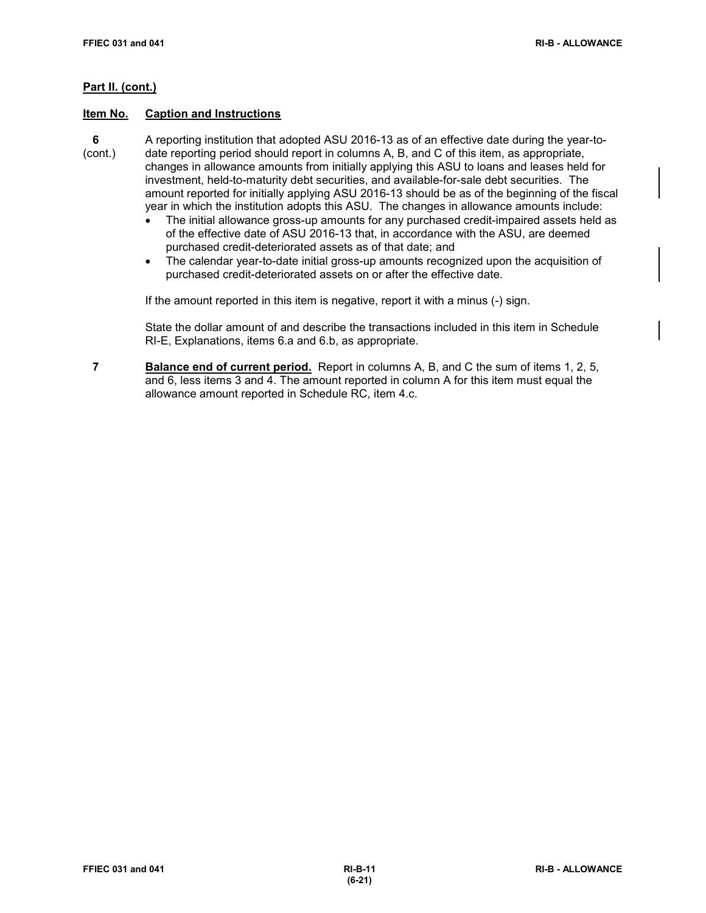**Part II. (cont.)**

| Item No. | Caption and Instructions |
|---|---|
| 6 (cont.) | A reporting institution that adopted ASU 2016-13 as of an effective date during the year-to-date reporting period should report in columns A, B, and C of this item, as appropriate, changes in allowance amounts from initially applying this ASU to loans and leases held for investment, held-to-maturity debt securities, and available-for-sale debt securities. The amount reported for initially applying ASU 2016-13 should be as of the beginning of the fiscal year in which the institution adopts this ASU. The changes in allowance amounts include:<br>• The initial allowance gross-up amounts for any purchased credit-impaired assets held as of the effective date of ASU 2016-13 that, in accordance with the ASU, are deemed purchased credit-deteriorated assets as of that date; and<br>• The calendar year-to-date initial gross-up amounts recognized upon the acquisition of purchased credit-deteriorated assets on or after the effective date.<br><br>If the amount reported in this item is negative, report it with a minus (-) sign.<br><br>State the dollar amount of and describe the transactions included in this item in Schedule RI-E, Explanations, items 6.a and 6.b, as appropriate. |
| 7 | **Balance end of current period.** Report in columns A, B, and C the sum of items 1, 2, 5, and 6, less items 3 and 4. The amount reported in column A for this item must equal the allowance amount reported in Schedule RC, item 4.c. |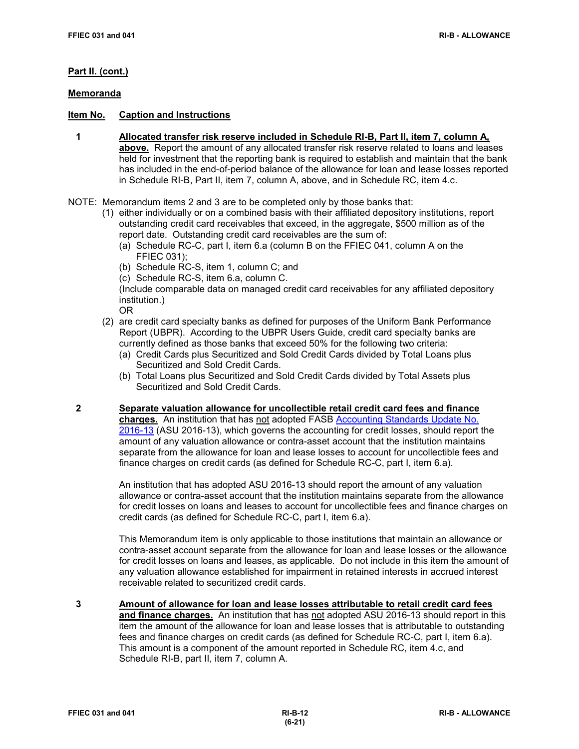**Part II. (cont.)**

**Memoranda**

**Item No. Caption and Instructions**

**1 Allocated transfer risk reserve included in Schedule RI-B, Part II, item 7, column A, above.** Report the amount of any allocated transfer risk reserve related to loans and leases held for investment that the reporting bank is required to establish and maintain that the bank has included in the end-of-period balance of the allowance for loan and lease losses reported in Schedule RI-B, Part II, item 7, column A, above, and in Schedule RC, item 4.c.

NOTE: Memorandum items 2 and 3 are to be completed only by those banks that:

(1) either individually or on a combined basis with their affiliated depository institutions, report outstanding credit card receivables that exceed, in the aggregate, $500 million as of the report date. Outstanding credit card receivables are the sum of:
   - (a) Schedule RC-C, part I, item 6.a (column B on the FFIEC 041, column A on the FFIEC 031);
   - (b) Schedule RC-S, item 1, column C; and
   - (c) Schedule RC-S, item 6.a, column C.

   (Include comparable data on managed credit card receivables for any affiliated depository institution.)

   OR

(2) are credit card specialty banks as defined for purposes of the Uniform Bank Performance Report (UBPR). According to the UBPR Users Guide, credit card specialty banks are currently defined as those banks that exceed 50% for the following two criteria:
   - (a) Credit Cards plus Securitized and Sold Credit Cards divided by Total Loans plus Securitized and Sold Credit Cards.
   - (b) Total Loans plus Securitized and Sold Credit Cards divided by Total Assets plus Securitized and Sold Credit Cards.

**2 Separate valuation allowance for uncollectible retail credit card fees and finance charges.** An institution that has not adopted FASB Accounting Standards Update No. 2016-13 (ASU 2016-13), which governs the accounting for credit losses, should report the amount of any valuation allowance or contra-asset account that the institution maintains separate from the allowance for loan and lease losses to account for uncollectible fees and finance charges on credit cards (as defined for Schedule RC-C, part I, item 6.a).

An institution that has adopted ASU 2016-13 should report the amount of any valuation allowance or contra-asset account that the institution maintains separate from the allowance for credit losses on loans and leases to account for uncollectible fees and finance charges on credit cards (as defined for Schedule RC-C, part I, item 6.a).

This Memorandum item is only applicable to those institutions that maintain an allowance or contra-asset account separate from the allowance for loan and lease losses or the allowance for credit losses on loans and leases, as applicable. Do not include in this item the amount of any valuation allowance established for impairment in retained interests in accrued interest receivable related to securitized credit cards.

**3 Amount of allowance for loan and lease losses attributable to retail credit card fees and finance charges.** An institution that has not adopted ASU 2016-13 should report in this item the amount of the allowance for loan and lease losses that is attributable to outstanding fees and finance charges on credit cards (as defined for Schedule RC-C, part I, item 6.a). This amount is a component of the amount reported in Schedule RC, item 4.c, and Schedule RI-B, part II, item 7, column A.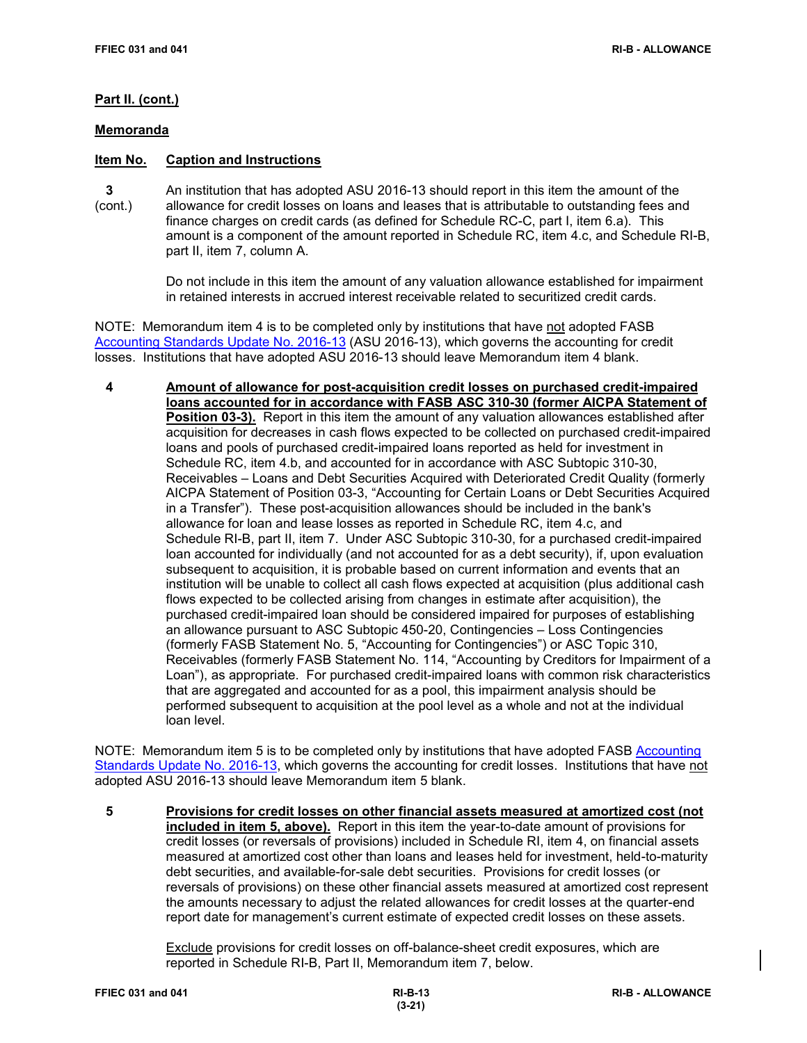**Part II. (cont.)**

**Memoranda**

**Item No.** **Caption and Instructions**

**3** (cont.) An institution that has adopted ASU 2016-13 should report in this item the amount of the allowance for credit losses on loans and leases that is attributable to outstanding fees and finance charges on credit cards (as defined for Schedule RC-C, part I, item 6.a). This amount is a component of the amount reported in Schedule RC, item 4.c, and Schedule RI-B, part II, item 7, column A.

Do not include in this item the amount of any valuation allowance established for impairment in retained interests in accrued interest receivable related to securitized credit cards.

NOTE: Memorandum item 4 is to be completed only by institutions that have not adopted FASB Accounting Standards Update No. 2016-13 (ASU 2016-13), which governs the accounting for credit losses. Institutions that have adopted ASU 2016-13 should leave Memorandum item 4 blank.

**4** **Amount of allowance for post-acquisition credit losses on purchased credit-impaired loans accounted for in accordance with FASB ASC 310-30 (former AICPA Statement of Position 03-3).** Report in this item the amount of any valuation allowances established after acquisition for decreases in cash flows expected to be collected on purchased credit-impaired loans and pools of purchased credit-impaired loans reported as held for investment in Schedule RC, item 4.b, and accounted for in accordance with ASC Subtopic 310-30, Receivables – Loans and Debt Securities Acquired with Deteriorated Credit Quality (formerly AICPA Statement of Position 03-3, "Accounting for Certain Loans or Debt Securities Acquired in a Transfer"). These post-acquisition allowances should be included in the bank's allowance for loan and lease losses as reported in Schedule RC, item 4.c, and Schedule RI-B, part II, item 7. Under ASC Subtopic 310-30, for a purchased credit-impaired loan accounted for individually (and not accounted for as a debt security), if, upon evaluation subsequent to acquisition, it is probable based on current information and events that an institution will be unable to collect all cash flows expected at acquisition (plus additional cash flows expected to be collected arising from changes in estimate after acquisition), the purchased credit-impaired loan should be considered impaired for purposes of establishing an allowance pursuant to ASC Subtopic 450-20, Contingencies – Loss Contingencies (formerly FASB Statement No. 5, "Accounting for Contingencies") or ASC Topic 310, Receivables (formerly FASB Statement No. 114, "Accounting by Creditors for Impairment of a Loan"), as appropriate. For purchased credit-impaired loans with common risk characteristics that are aggregated and accounted for as a pool, this impairment analysis should be performed subsequent to acquisition at the pool level as a whole and not at the individual loan level.

NOTE: Memorandum item 5 is to be completed only by institutions that have adopted FASB Accounting Standards Update No. 2016-13, which governs the accounting for credit losses. Institutions that have not adopted ASU 2016-13 should leave Memorandum item 5 blank.

**5** **Provisions for credit losses on other financial assets measured at amortized cost (not included in item 5, above).** Report in this item the year-to-date amount of provisions for credit losses (or reversals of provisions) included in Schedule RI, item 4, on financial assets measured at amortized cost other than loans and leases held for investment, held-to-maturity debt securities, and available-for-sale debt securities. Provisions for credit losses (or reversals of provisions) on these other financial assets measured at amortized cost represent the amounts necessary to adjust the related allowances for credit losses at the quarter-end report date for management's current estimate of expected credit losses on these assets.

Exclude provisions for credit losses on off-balance-sheet credit exposures, which are reported in Schedule RI-B, Part II, Memorandum item 7, below.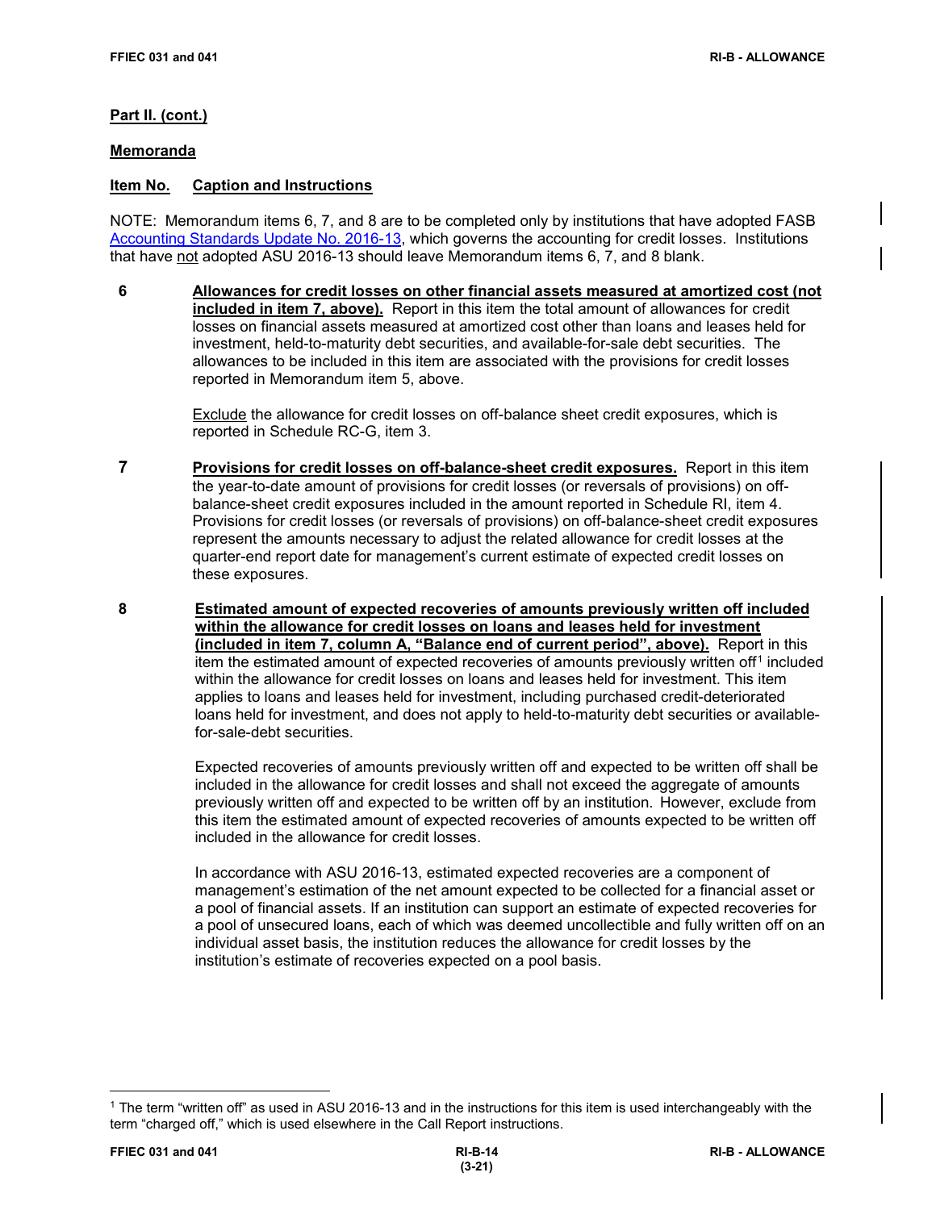**Part II. (cont.)**

**Memoranda**

**Item No. Caption and Instructions**

NOTE: Memorandum items 6, 7, and 8 are to be completed only by institutions that have adopted FASB Accounting Standards Update No. 2016-13, which governs the accounting for credit losses. Institutions that have not adopted ASU 2016-13 should leave Memorandum items 6, 7, and 8 blank.

**6** **Allowances for credit losses on other financial assets measured at amortized cost (not included in item 7, above).** Report in this item the total amount of allowances for credit losses on financial assets measured at amortized cost other than loans and leases held for investment, held-to-maturity debt securities, and available-for-sale debt securities. The allowances to be included in this item are associated with the provisions for credit losses reported in Memorandum item 5, above.

Exclude the allowance for credit losses on off-balance sheet credit exposures, which is reported in Schedule RC-G, item 3.

**7** **Provisions for credit losses on off-balance-sheet credit exposures.** Report in this item the year-to-date amount of provisions for credit losses (or reversals of provisions) on off-balance-sheet credit exposures included in the amount reported in Schedule RI, item 4. Provisions for credit losses (or reversals of provisions) on off-balance-sheet credit exposures represent the amounts necessary to adjust the related allowance for credit losses at the quarter-end report date for management's current estimate of expected credit losses on these exposures.

**8** **Estimated amount of expected recoveries of amounts previously written off included within the allowance for credit losses on loans and leases held for investment (included in item 7, column A, "Balance end of current period", above).** Report in this item the estimated amount of expected recoveries of amounts previously written off[1] included within the allowance for credit losses on loans and leases held for investment. This item applies to loans and leases held for investment, including purchased credit-deteriorated loans held for investment, and does not apply to held-to-maturity debt securities or available-for-sale-debt securities.

Expected recoveries of amounts previously written off and expected to be written off shall be included in the allowance for credit losses and shall not exceed the aggregate of amounts previously written off and expected to be written off by an institution. However, exclude from this item the estimated amount of expected recoveries of amounts expected to be written off included in the allowance for credit losses.

In accordance with ASU 2016-13, estimated expected recoveries are a component of management's estimation of the net amount expected to be collected for a financial asset or a pool of financial assets. If an institution can support an estimate of expected recoveries for a pool of unsecured loans, each of which was deemed uncollectible and fully written off on an individual asset basis, the institution reduces the allowance for credit losses by the institution's estimate of recoveries expected on a pool basis.

[1] The term "written off" as used in ASU 2016-13 and in the instructions for this item is used interchangeably with the term "charged off," which is used elsewhere in the Call Report instructions.